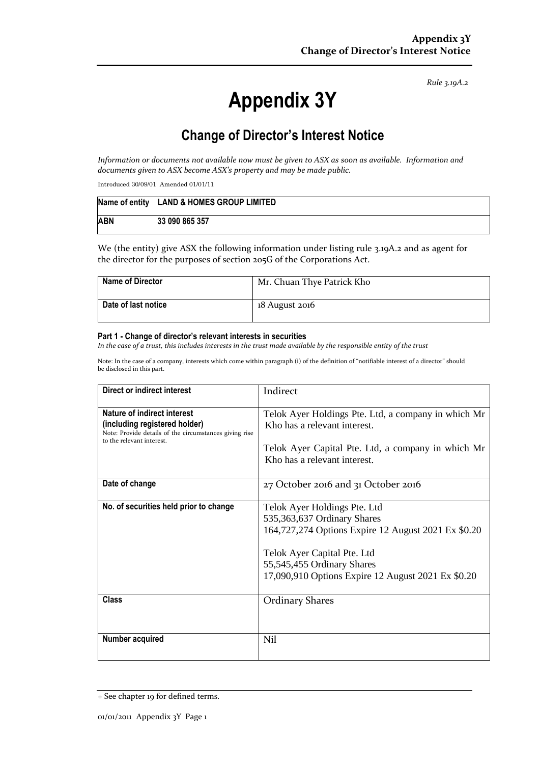*Rule 3.19A.2*

# Appendix 3Y

## Change of Director's Interest Notice

*Information or documents not available now must be given to ASX as soon as available. Information and documents given to ASX become ASX's property and may be made public.*

Introduced 30/09/01 Amended 01/01/11

| **Name of entity** | **LAND & HOMES GROUP LIMITED** |
|---|---|
| **ABN** | **33 090 865 357** |

We (the entity) give ASX the following information under listing rule 3.19A.2 and as agent for the director for the purposes of section 205G of the Corporations Act.

| **Name of Director** | Mr. Chuan Thye Patrick Kho |
|---|---|
| **Date of last notice** | 18 August 2016 |

#### Part 1 - Change of director's relevant interests in securities

*In the case of a trust, this includes interests in the trust made available by the responsible entity of the trust*

Note: In the case of a company, interests which come within paragraph (i) of the definition of "notifiable interest of a director" should be disclosed in this part.

| **Direct or indirect interest** | Indirect |
|---|---|
| **Nature of indirect interest (including registered holder)**<br>Note: Provide details of the circumstances giving rise to the relevant interest. | Telok Ayer Holdings Pte. Ltd, a company in which Mr Kho has a relevant interest.<br><br>Telok Ayer Capital Pte. Ltd, a company in which Mr Kho has a relevant interest. |
| **Date of change** | 27 October 2016 and 31 October 2016 |
| **No. of securities held prior to change** | Telok Ayer Holdings Pte. Ltd<br>535,363,637 Ordinary Shares<br>164,727,274 Options Expire 12 August 2021 Ex $0.20<br><br>Telok Ayer Capital Pte. Ltd<br>55,545,455 Ordinary Shares<br>17,090,910 Options Expire 12 August 2021 Ex $0.20 |
| **Class** | Ordinary Shares |
| **Number acquired** | Nil |

+ See chapter 19 for defined terms.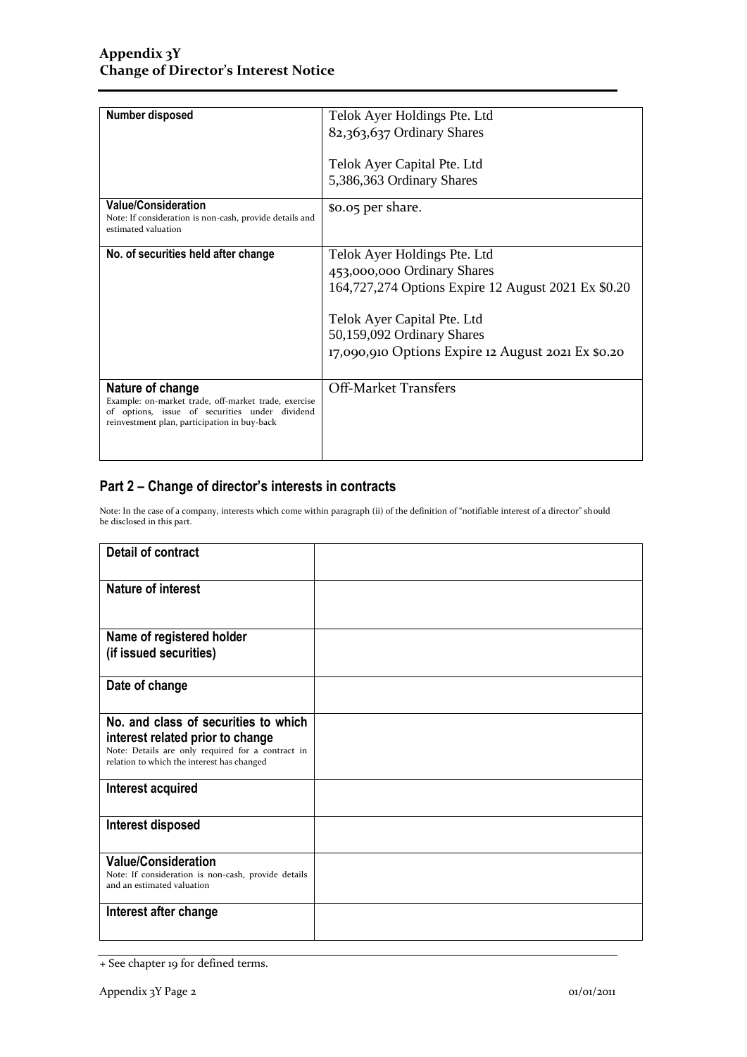| | |
|---|---|
| **Number disposed** | Telok Ayer Holdings Pte. Ltd<br>82,363,637 Ordinary Shares<br><br>Telok Ayer Capital Pte. Ltd<br>5,386,363 Ordinary Shares |
| **Value/Consideration**<br>Note: If consideration is non-cash, provide details and estimated valuation | $0.05 per share. |
| **No. of securities held after change** | Telok Ayer Holdings Pte. Ltd<br>453,000,000 Ordinary Shares<br>164,727,274 Options Expire 12 August 2021 Ex $0.20<br><br>Telok Ayer Capital Pte. Ltd<br>50,159,092 Ordinary Shares<br>17,090,910 Options Expire 12 August 2021 Ex $0.20 |
| **Nature of change**<br>Example: on-market trade, off-market trade, exercise of options, issue of securities under dividend reinvestment plan, participation in buy-back | Off-Market Transfers |

## Part 2 – Change of director's interests in contracts

Note: In the case of a company, interests which come within paragraph (ii) of the definition of "notifiable interest of a director" should be disclosed in this part.

| | |
|---|---|
| **Detail of contract** | |
| **Nature of interest** | |
| **Name of registered holder (if issued securities)** | |
| **Date of change** | |
| **No. and class of securities to which interest related prior to change**<br>Note: Details are only required for a contract in relation to which the interest has changed | |
| **Interest acquired** | |
| **Interest disposed** | |
| **Value/Consideration**<br>Note: If consideration is non-cash, provide details and an estimated valuation | |
| **Interest after change** | |

+ See chapter 19 for defined terms.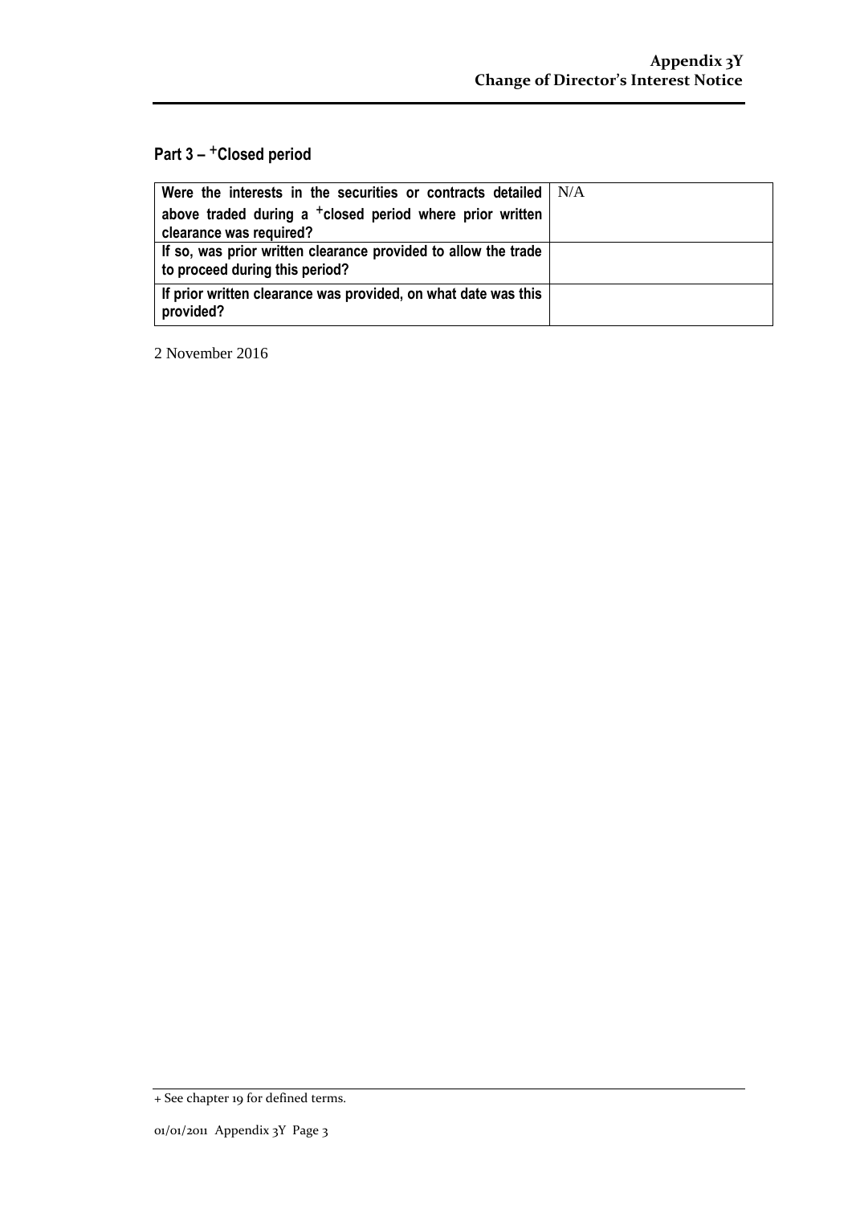## Part 3 – +Closed period

| | |
|---|---|
| **Were the interests in the securities or contracts detailed above traded during a +closed period where prior written clearance was required?** | N/A |
| **If so, was prior written clearance provided to allow the trade to proceed during this period?** | |
| **If prior written clearance was provided, on what date was this provided?** | |

2 November 2016

+ See chapter 19 for defined terms.